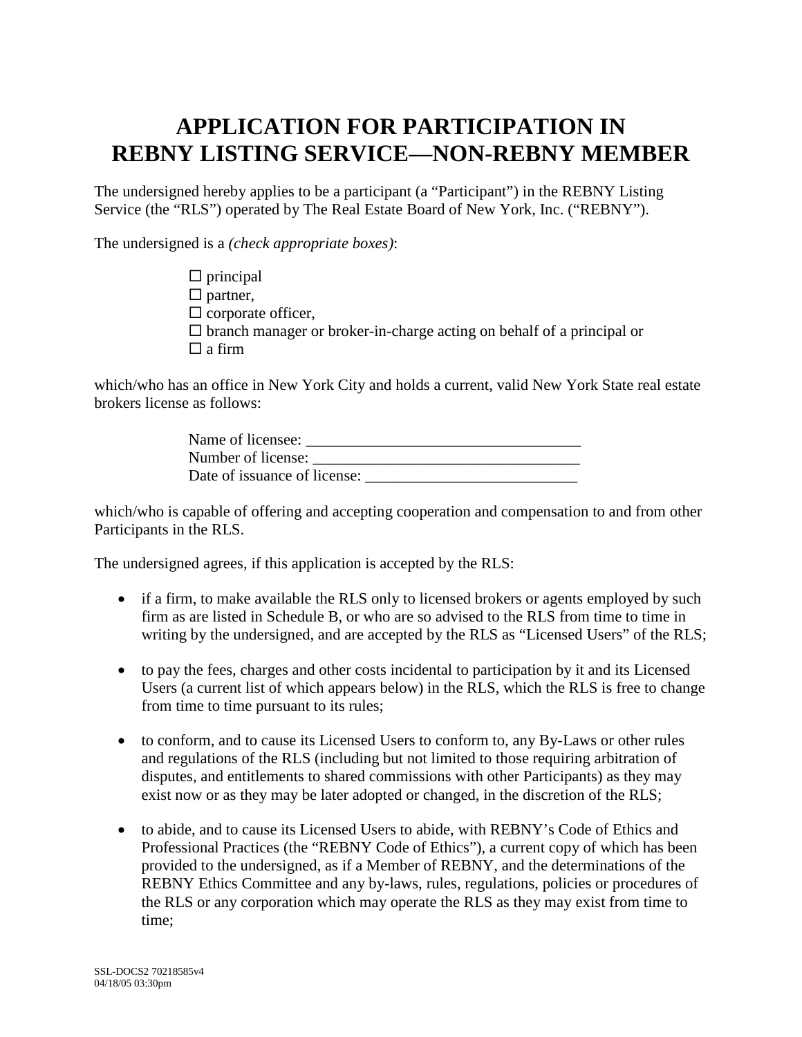# APPLICATION FOR PARTICIPATION IN REBNY LISTING SERVICE—NON-REBNY MEMBER

The undersigned hereby applies to be a participant (a "Participant") in the REBNY Listing Service (the "RLS") operated by The Real Estate Board of New York, Inc. ("REBNY").

The undersigned is a *(check appropriate boxes)*:

- ☐ principal
- ☐ partner,
- ☐ corporate officer,
- ☐ branch manager or broker-in-charge acting on behalf of a principal or
- ☐ a firm

which/who has an office in New York City and holds a current, valid New York State real estate brokers license as follows:

Name of licensee: ___________________________________
Number of license: __________________________________
Date of issuance of license: ___________________________

which/who is capable of offering and accepting cooperation and compensation to and from other Participants in the RLS.

The undersigned agrees, if this application is accepted by the RLS:

- if a firm, to make available the RLS only to licensed brokers or agents employed by such firm as are listed in Schedule B, or who are so advised to the RLS from time to time in writing by the undersigned, and are accepted by the RLS as "Licensed Users" of the RLS;

- to pay the fees, charges and other costs incidental to participation by it and its Licensed Users (a current list of which appears below) in the RLS, which the RLS is free to change from time to time pursuant to its rules;

- to conform, and to cause its Licensed Users to conform to, any By-Laws or other rules and regulations of the RLS (including but not limited to those requiring arbitration of disputes, and entitlements to shared commissions with other Participants) as they may exist now or as they may be later adopted or changed, in the discretion of the RLS;

- to abide, and to cause its Licensed Users to abide, with REBNY's Code of Ethics and Professional Practices (the "REBNY Code of Ethics"), a current copy of which has been provided to the undersigned, as if a Member of REBNY, and the determinations of the REBNY Ethics Committee and any by-laws, rules, regulations, policies or procedures of the RLS or any corporation which may operate the RLS as they may exist from time to time;

SSL-DOCS2 70218585v4
04/18/05 03:30pm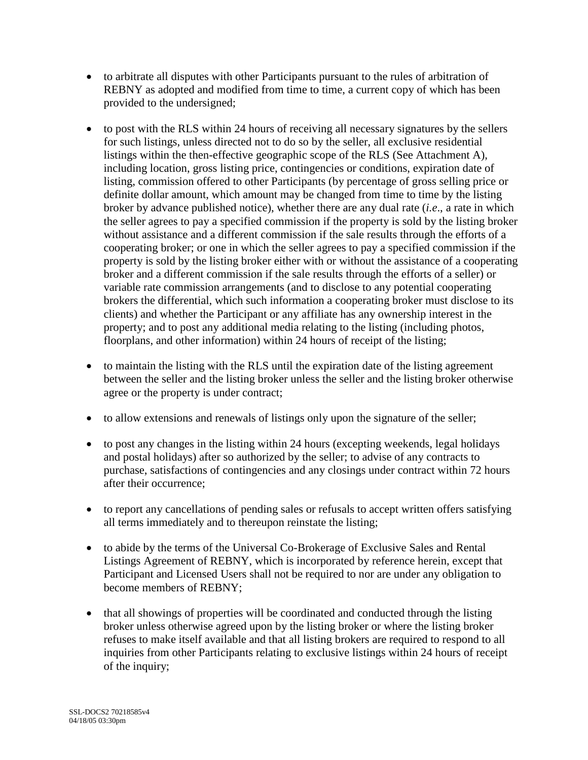- to arbitrate all disputes with other Participants pursuant to the rules of arbitration of REBNY as adopted and modified from time to time, a current copy of which has been provided to the undersigned;

- to post with the RLS within 24 hours of receiving all necessary signatures by the sellers for such listings, unless directed not to do so by the seller, all exclusive residential listings within the then-effective geographic scope of the RLS (See Attachment A), including location, gross listing price, contingencies or conditions, expiration date of listing, commission offered to other Participants (by percentage of gross selling price or definite dollar amount, which amount may be changed from time to time by the listing broker by advance published notice), whether there are any dual rate (*i.e*., a rate in which the seller agrees to pay a specified commission if the property is sold by the listing broker without assistance and a different commission if the sale results through the efforts of a cooperating broker; or one in which the seller agrees to pay a specified commission if the property is sold by the listing broker either with or without the assistance of a cooperating broker and a different commission if the sale results through the efforts of a seller) or variable rate commission arrangements (and to disclose to any potential cooperating brokers the differential, which such information a cooperating broker must disclose to its clients) and whether the Participant or any affiliate has any ownership interest in the property; and to post any additional media relating to the listing (including photos, floorplans, and other information) within 24 hours of receipt of the listing;

- to maintain the listing with the RLS until the expiration date of the listing agreement between the seller and the listing broker unless the seller and the listing broker otherwise agree or the property is under contract;

- to allow extensions and renewals of listings only upon the signature of the seller;

- to post any changes in the listing within 24 hours (excepting weekends, legal holidays and postal holidays) after so authorized by the seller; to advise of any contracts to purchase, satisfactions of contingencies and any closings under contract within 72 hours after their occurrence;

- to report any cancellations of pending sales or refusals to accept written offers satisfying all terms immediately and to thereupon reinstate the listing;

- to abide by the terms of the Universal Co-Brokerage of Exclusive Sales and Rental Listings Agreement of REBNY, which is incorporated by reference herein, except that Participant and Licensed Users shall not be required to nor are under any obligation to become members of REBNY;

- that all showings of properties will be coordinated and conducted through the listing broker unless otherwise agreed upon by the listing broker or where the listing broker refuses to make itself available and that all listing brokers are required to respond to all inquiries from other Participants relating to exclusive listings within 24 hours of receipt of the inquiry;

SSL-DOCS2 70218585v4
04/18/05 03:30pm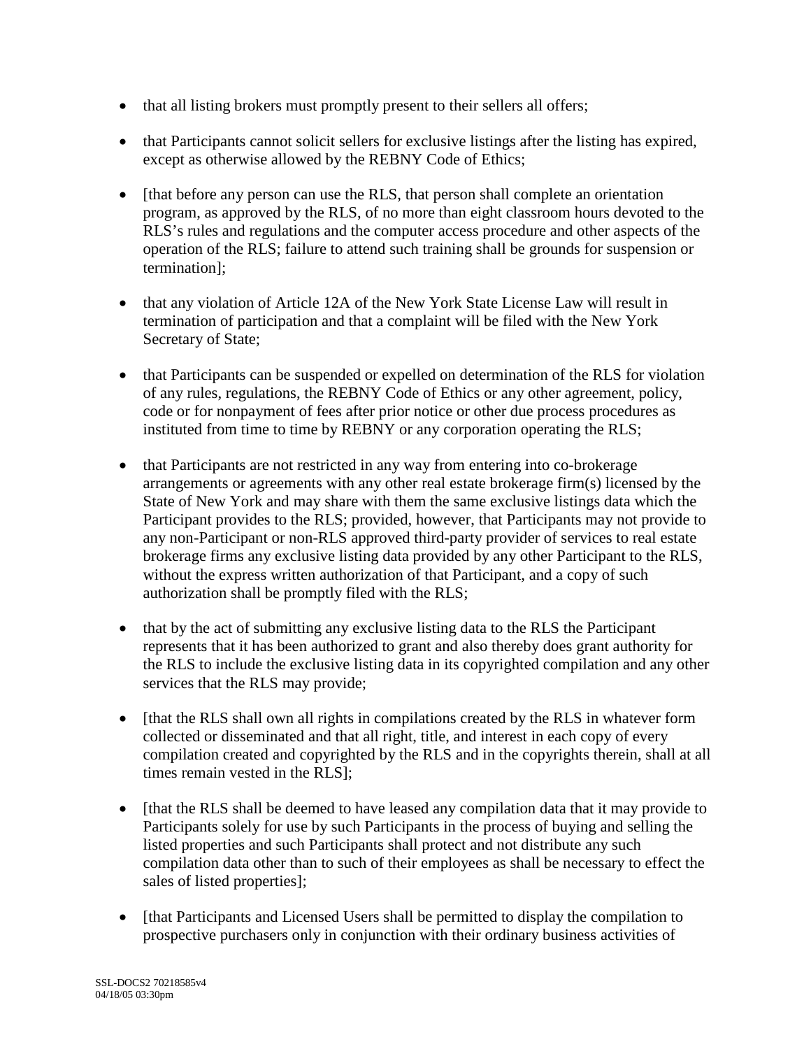- that all listing brokers must promptly present to their sellers all offers;

- that Participants cannot solicit sellers for exclusive listings after the listing has expired, except as otherwise allowed by the REBNY Code of Ethics;

- [that before any person can use the RLS, that person shall complete an orientation program, as approved by the RLS, of no more than eight classroom hours devoted to the RLS's rules and regulations and the computer access procedure and other aspects of the operation of the RLS; failure to attend such training shall be grounds for suspension or termination];

- that any violation of Article 12A of the New York State License Law will result in termination of participation and that a complaint will be filed with the New York Secretary of State;

- that Participants can be suspended or expelled on determination of the RLS for violation of any rules, regulations, the REBNY Code of Ethics or any other agreement, policy, code or for nonpayment of fees after prior notice or other due process procedures as instituted from time to time by REBNY or any corporation operating the RLS;

- that Participants are not restricted in any way from entering into co-brokerage arrangements or agreements with any other real estate brokerage firm(s) licensed by the State of New York and may share with them the same exclusive listings data which the Participant provides to the RLS; provided, however, that Participants may not provide to any non-Participant or non-RLS approved third-party provider of services to real estate brokerage firms any exclusive listing data provided by any other Participant to the RLS, without the express written authorization of that Participant, and a copy of such authorization shall be promptly filed with the RLS;

- that by the act of submitting any exclusive listing data to the RLS the Participant represents that it has been authorized to grant and also thereby does grant authority for the RLS to include the exclusive listing data in its copyrighted compilation and any other services that the RLS may provide;

- [that the RLS shall own all rights in compilations created by the RLS in whatever form collected or disseminated and that all right, title, and interest in each copy of every compilation created and copyrighted by the RLS and in the copyrights therein, shall at all times remain vested in the RLS];

- [that the RLS shall be deemed to have leased any compilation data that it may provide to Participants solely for use by such Participants in the process of buying and selling the listed properties and such Participants shall protect and not distribute any such compilation data other than to such of their employees as shall be necessary to effect the sales of listed properties];

- [that Participants and Licensed Users shall be permitted to display the compilation to prospective purchasers only in conjunction with their ordinary business activities of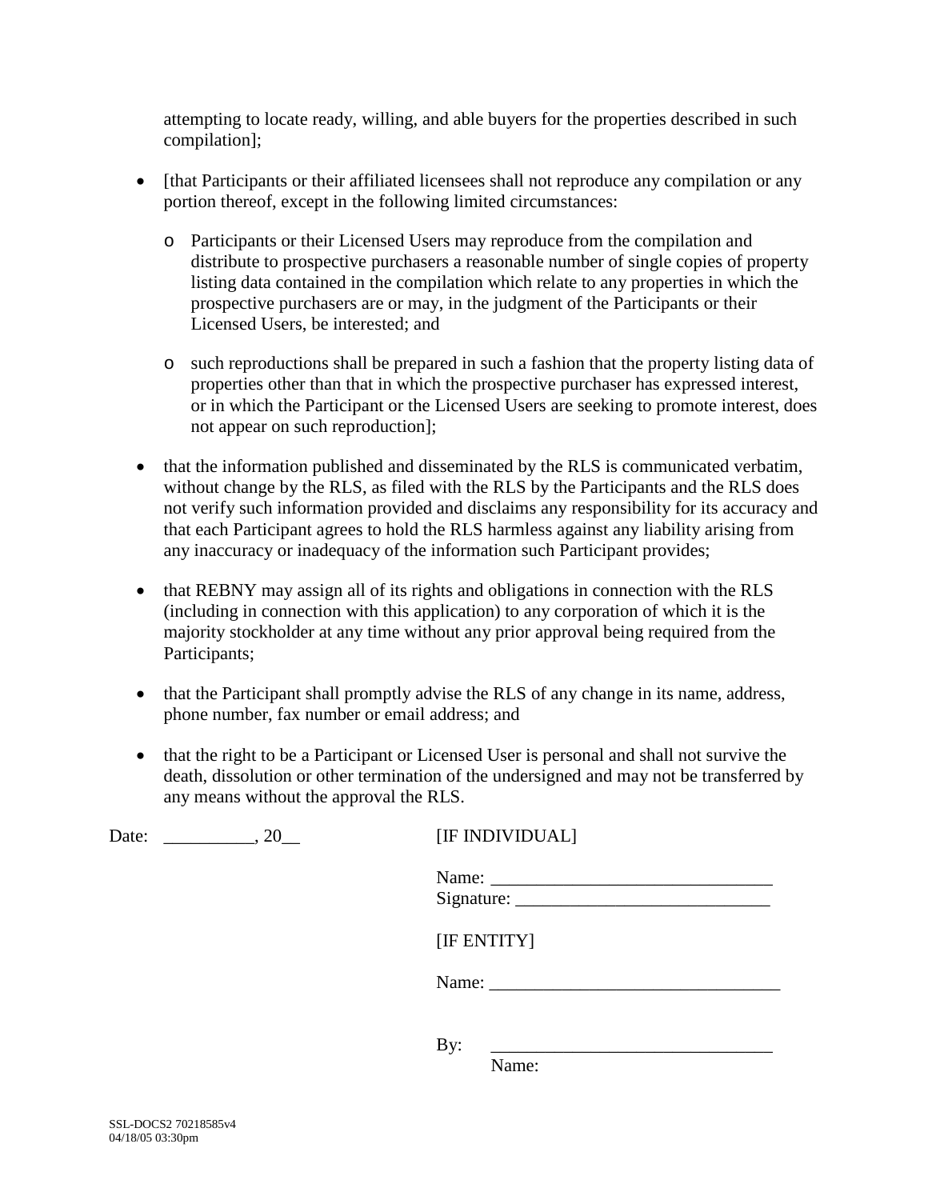attempting to locate ready, willing, and able buyers for the properties described in such compilation];

- [that Participants or their affiliated licensees shall not reproduce any compilation or any portion thereof, except in the following limited circumstances:
    - Participants or their Licensed Users may reproduce from the compilation and distribute to prospective purchasers a reasonable number of single copies of property listing data contained in the compilation which relate to any properties in which the prospective purchasers are or may, in the judgment of the Participants or their Licensed Users, be interested; and
    - such reproductions shall be prepared in such a fashion that the property listing data of properties other than that in which the prospective purchaser has expressed interest, or in which the Participant or the Licensed Users are seeking to promote interest, does not appear on such reproduction];
- that the information published and disseminated by the RLS is communicated verbatim, without change by the RLS, as filed with the RLS by the Participants and the RLS does not verify such information provided and disclaims any responsibility for its accuracy and that each Participant agrees to hold the RLS harmless against any liability arising from any inaccuracy or inadequacy of the information such Participant provides;
- that REBNY may assign all of its rights and obligations in connection with the RLS (including in connection with this application) to any corporation of which it is the majority stockholder at any time without any prior approval being required from the Participants;
- that the Participant shall promptly advise the RLS of any change in its name, address, phone number, fax number or email address; and
- that the right to be a Participant or Licensed User is personal and shall not survive the death, dissolution or other termination of the undersigned and may not be transferred by any means without the approval the RLS.

Date: __________, 20__

[IF INDIVIDUAL]

Name: _______________________________
Signature: ____________________________

[IF ENTITY]

Name: ________________________________

By: _______________________________
Name:

SSL-DOCS2 70218585v4
04/18/05 03:30pm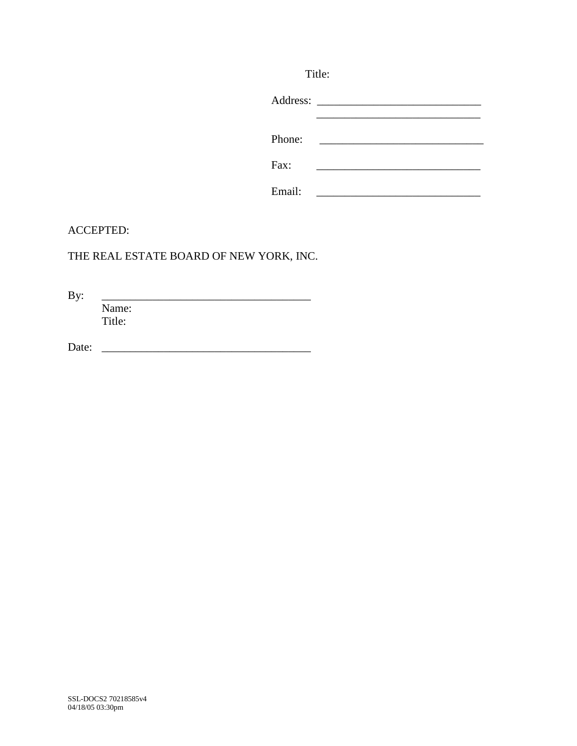Title:

Address: ______________________________
______________________________

Phone: ______________________________

Fax: ______________________________

Email: ______________________________

ACCEPTED:

THE REAL ESTATE BOARD OF NEW YORK, INC.

By: ____________________________________
Name:
Title:

Date: ____________________________________

SSL-DOCS2 70218585v4
04/18/05 03:30pm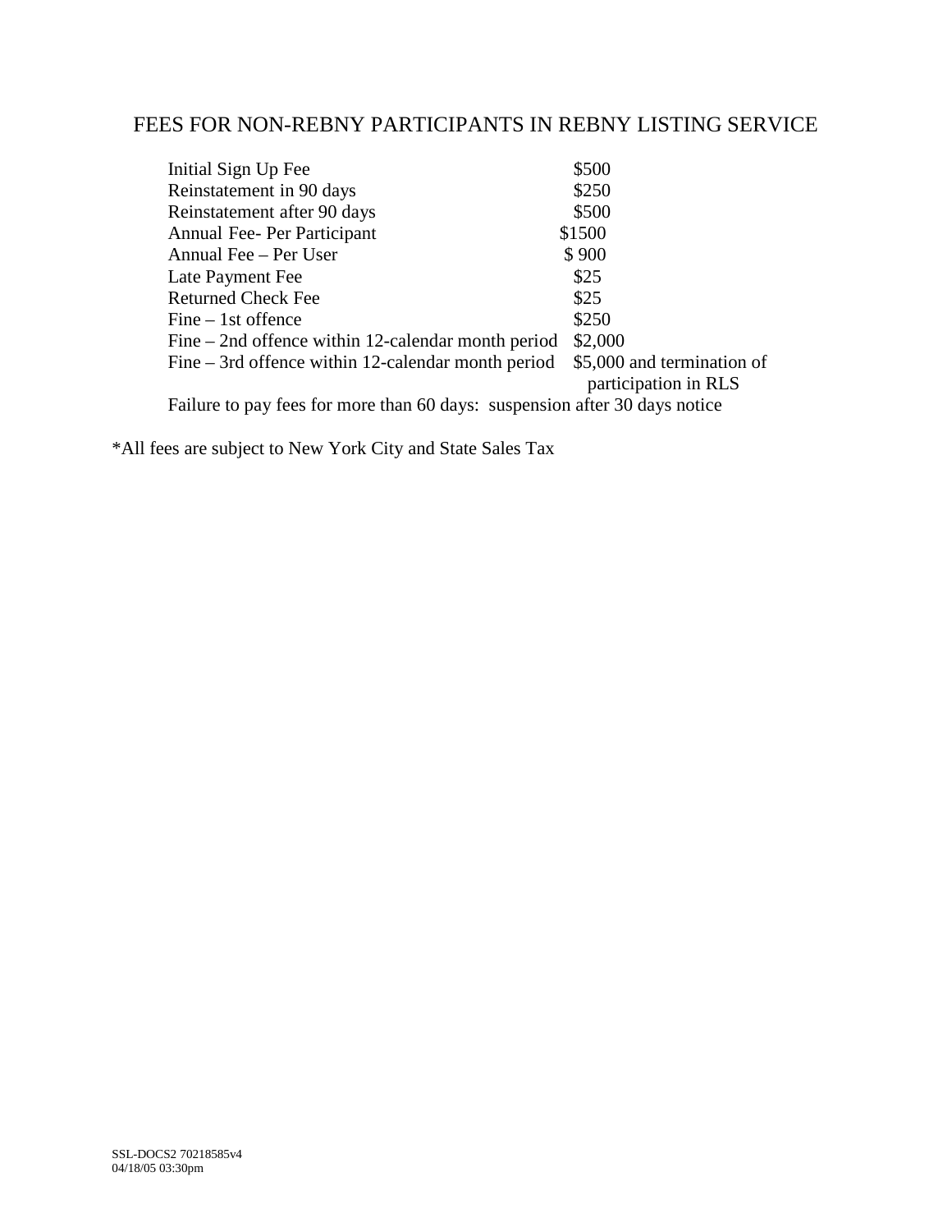# FEES FOR NON-REBNY PARTICIPANTS IN REBNY LISTING SERVICE

| Fee | Amount |
|---|---|
| Initial Sign Up Fee | $500 |
| Reinstatement in 90 days | $250 |
| Reinstatement after 90 days | $500 |
| Annual Fee- Per Participant | $1500 |
| Annual Fee – Per User | $ 900 |
| Late Payment Fee | $25 |
| Returned Check Fee | $25 |
| Fine – 1st offence | $250 |
| Fine – 2nd offence within 12-calendar month period | $2,000 |
| Fine – 3rd offence within 12-calendar month period | $5,000 and termination of participation in RLS |

Failure to pay fees for more than 60 days: suspension after 30 days notice

*All fees are subject to New York City and State Sales Tax

SSL-DOCS2 70218585v4
04/18/05 03:30pm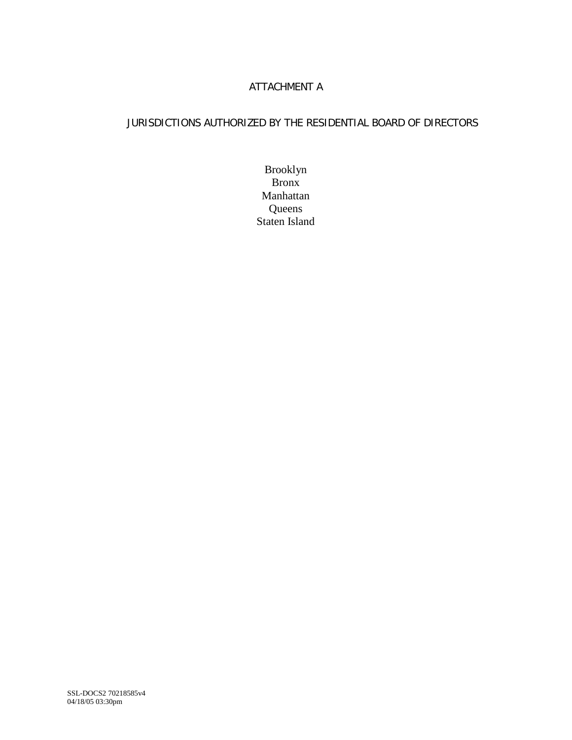# ATTACHMENT A

## JURISDICTIONS AUTHORIZED BY THE RESIDENTIAL BOARD OF DIRECTORS

Brooklyn
Bronx
Manhattan
Queens
Staten Island

SSL-DOCS2 70218585v4
04/18/05 03:30pm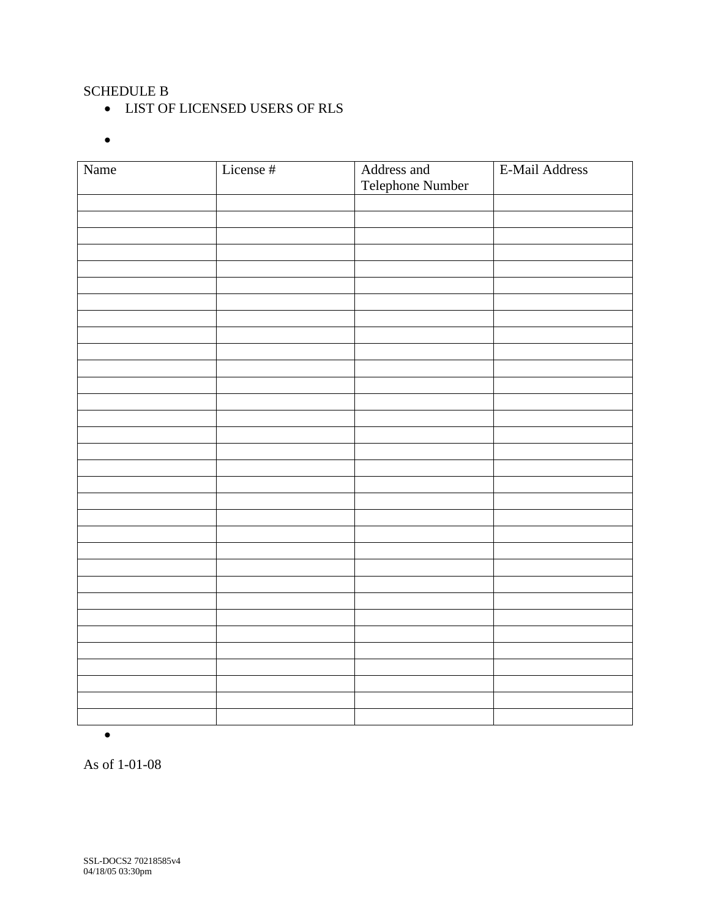SCHEDULE B

- LIST OF LICENSED USERS OF RLS

| Name | License # | Address and Telephone Number | E-Mail Address |
| --- | --- | --- | --- |
| | | | |
| | | | |
| | | | |
| | | | |
| | | | |
| | | | |
| | | | |
| | | | |
| | | | |
| | | | |
| | | | |
| | | | |
| | | | |
| | | | |
| | | | |
| | | | |
| | | | |
| | | | |
| | | | |
| | | | |
| | | | |
| | | | |
| | | | |
| | | | |
| | | | |
| | | | |
| | | | |
| | | | |
| | | | |
| | | | |
| | | | |
| | | | |

As of 1-01-08

SSL-DOCS2 70218585v4
04/18/05 03:30pm